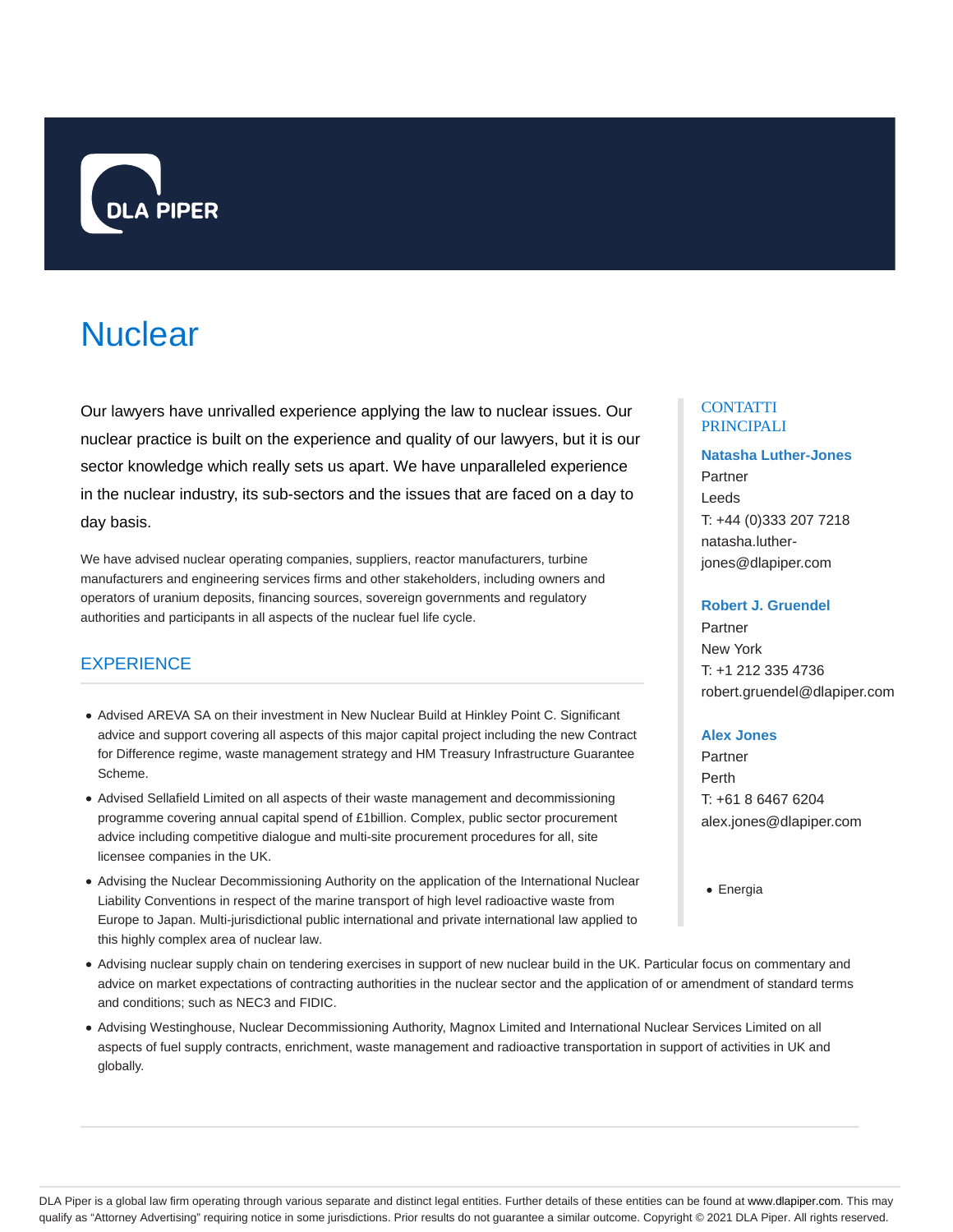# Nuclear

Our lawyers have unrivalled experience applying the law to nuclear issues. Our nuclear practice is built on the experience and quality of our lawyers, but it is our sector knowledge which really sets us apart. We have unparalleled experience in the nuclear industry, its sub-sectors and the issues that are faced on a day to day basis.

We have advised nuclear operating companies, suppliers, reactor manufacturers, turbine manufacturers and engineering services firms and other stakeholders, including owners and operators of uranium deposits, financing sources, sovereign governments and regulatory authorities and participants in all aspects of the nuclear fuel life cycle.

## EXPERIENCE

- Advised AREVA SA on their investment in New Nuclear Build at Hinkley Point C. Significant advice and support covering all aspects of this major capital project including the new Contract for Difference regime, waste management strategy and HM Treasury Infrastructure Guarantee Scheme.
- Advised Sellafield Limited on all aspects of their waste management and decommissioning programme covering annual capital spend of £1billion. Complex, public sector procurement advice including competitive dialogue and multi-site procurement procedures for all, site licensee companies in the UK.
- Advising the Nuclear Decommissioning Authority on the application of the International Nuclear Liability Conventions in respect of the marine transport of high level radioactive waste from Europe to Japan. Multi-jurisdictional public international and private international law applied to this highly complex area of nuclear law.
- Advising nuclear supply chain on tendering exercises in support of new nuclear build in the UK. Particular focus on commentary and advice on market expectations of contracting authorities in the nuclear sector and the application of or amendment of standard terms and conditions; such as NEC3 and FIDIC.
- Advising Westinghouse, Nuclear Decommissioning Authority, Magnox Limited and International Nuclear Services Limited on all aspects of fuel supply contracts, enrichment, waste management and radioactive transportation in support of activities in UK and globally.

## CONTATTI PRINCIPALI

**Natasha Luther-Jones**
Partner
Leeds
T: +44 (0)333 207 7218
natasha.luther-jones@dlapiper.com

**Robert J. Gruendel**
Partner
New York
T: +1 212 335 4736
robert.gruendel@dlapiper.com

**Alex Jones**
Partner
Perth
T: +61 8 6467 6204
alex.jones@dlapiper.com

- Energia

DLA Piper is a global law firm operating through various separate and distinct legal entities. Further details of these entities can be found at www.dlapiper.com. This may qualify as "Attorney Advertising" requiring notice in some jurisdictions. Prior results do not guarantee a similar outcome. Copyright © 2021 DLA Piper. All rights reserved.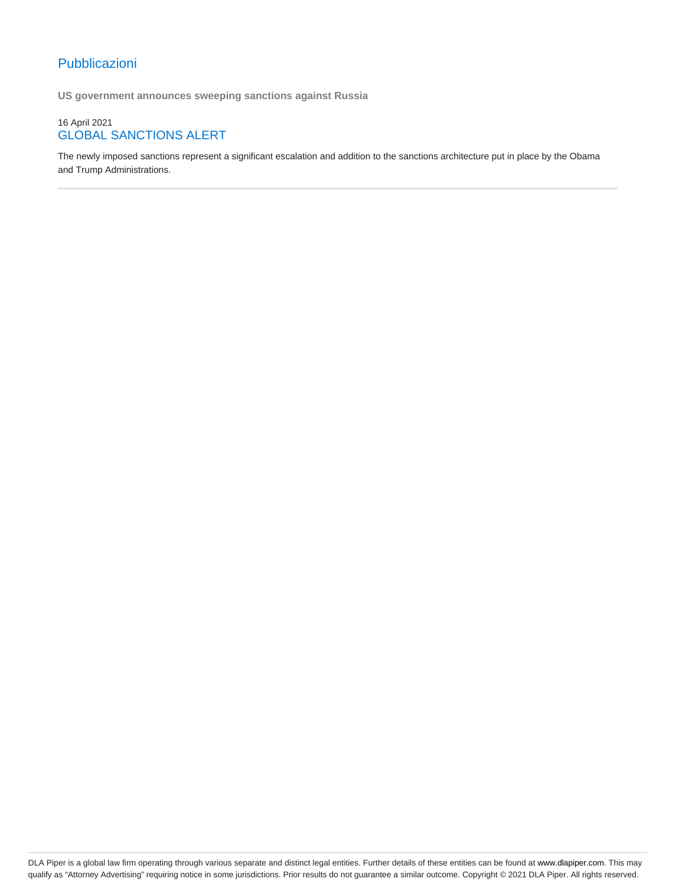## Pubblicazioni

**US government announces sweeping sanctions against Russia**

16 April 2021

GLOBAL SANCTIONS ALERT

The newly imposed sanctions represent a significant escalation and addition to the sanctions architecture put in place by the Obama and Trump Administrations.

---

DLA Piper is a global law firm operating through various separate and distinct legal entities. Further details of these entities can be found at www.dlapiper.com. This may qualify as "Attorney Advertising" requiring notice in some jurisdictions. Prior results do not guarantee a similar outcome. Copyright © 2021 DLA Piper. All rights reserved.